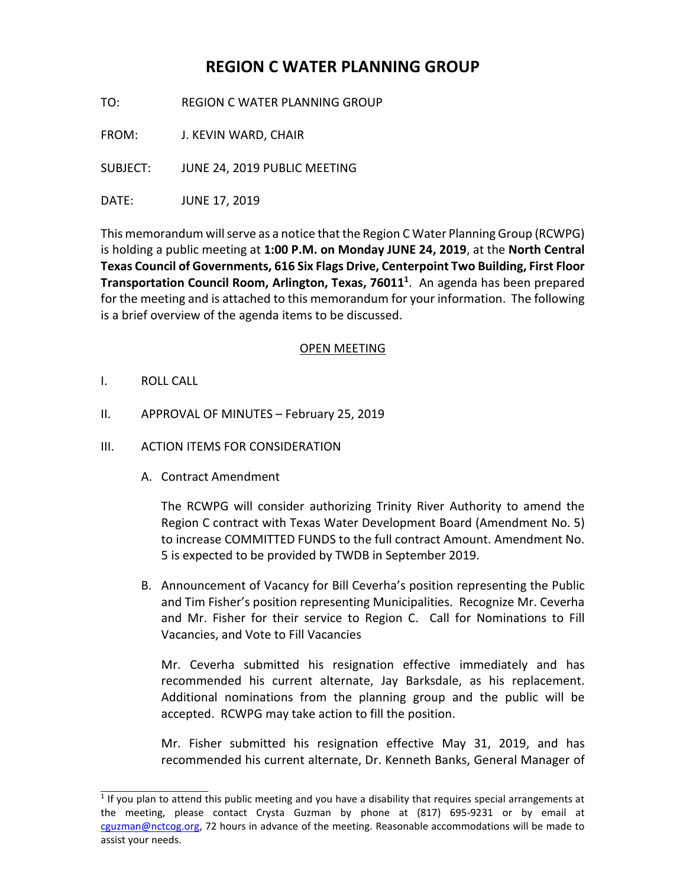# REGION C WATER PLANNING GROUP

TO: REGION C WATER PLANNING GROUP

FROM: J. KEVIN WARD, CHAIR

SUBJECT: JUNE 24, 2019 PUBLIC MEETING

DATE: JUNE 17, 2019

This memorandum will serve as a notice that the Region C Water Planning Group (RCWPG) is holding a public meeting at **1:00 P.M. on Monday JUNE 24, 2019**, at the **North Central Texas Council of Governments, 616 Six Flags Drive, Centerpoint Two Building, First Floor Transportation Council Room, Arlington, Texas, 76011**[1]. An agenda has been prepared for the meeting and is attached to this memorandum for your information. The following is a brief overview of the agenda items to be discussed.

## OPEN MEETING

I. ROLL CALL

II. APPROVAL OF MINUTES – February 25, 2019

III. ACTION ITEMS FOR CONSIDERATION

A. Contract Amendment

The RCWPG will consider authorizing Trinity River Authority to amend the Region C contract with Texas Water Development Board (Amendment No. 5) to increase COMMITTED FUNDS to the full contract Amount. Amendment No. 5 is expected to be provided by TWDB in September 2019.

B. Announcement of Vacancy for Bill Ceverha's position representing the Public and Tim Fisher's position representing Municipalities. Recognize Mr. Ceverha and Mr. Fisher for their service to Region C. Call for Nominations to Fill Vacancies, and Vote to Fill Vacancies

Mr. Ceverha submitted his resignation effective immediately and has recommended his current alternate, Jay Barksdale, as his replacement. Additional nominations from the planning group and the public will be accepted. RCWPG may take action to fill the position.

Mr. Fisher submitted his resignation effective May 31, 2019, and has recommended his current alternate, Dr. Kenneth Banks, General Manager of

---

[1] If you plan to attend this public meeting and you have a disability that requires special arrangements at the meeting, please contact Crysta Guzman by phone at (817) 695-9231 or by email at cguzman@nctcog.org, 72 hours in advance of the meeting. Reasonable accommodations will be made to assist your needs.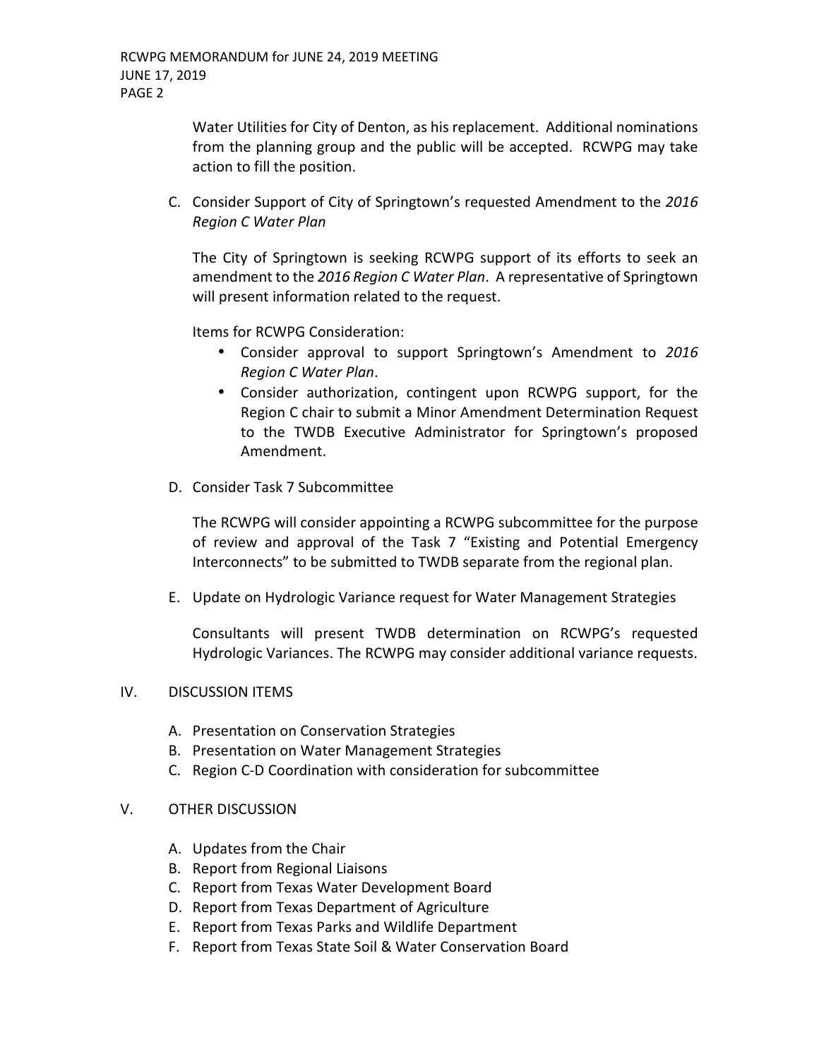Water Utilities for City of Denton, as his replacement. Additional nominations from the planning group and the public will be accepted. RCWPG may take action to fill the position.

C. Consider Support of City of Springtown's requested Amendment to the *2016 Region C Water Plan*

   The City of Springtown is seeking RCWPG support of its efforts to seek an amendment to the *2016 Region C Water Plan*. A representative of Springtown will present information related to the request.

   Items for RCWPG Consideration:

   - Consider approval to support Springtown's Amendment to *2016 Region C Water Plan*.
   - Consider authorization, contingent upon RCWPG support, for the Region C chair to submit a Minor Amendment Determination Request to the TWDB Executive Administrator for Springtown's proposed Amendment.

D. Consider Task 7 Subcommittee

   The RCWPG will consider appointing a RCWPG subcommittee for the purpose of review and approval of the Task 7 "Existing and Potential Emergency Interconnects" to be submitted to TWDB separate from the regional plan.

E. Update on Hydrologic Variance request for Water Management Strategies

   Consultants will present TWDB determination on RCWPG's requested Hydrologic Variances. The RCWPG may consider additional variance requests.

IV. DISCUSSION ITEMS

   A. Presentation on Conservation Strategies
   B. Presentation on Water Management Strategies
   C. Region C-D Coordination with consideration for subcommittee

V. OTHER DISCUSSION

   A. Updates from the Chair
   B. Report from Regional Liaisons
   C. Report from Texas Water Development Board
   D. Report from Texas Department of Agriculture
   E. Report from Texas Parks and Wildlife Department
   F. Report from Texas State Soil & Water Conservation Board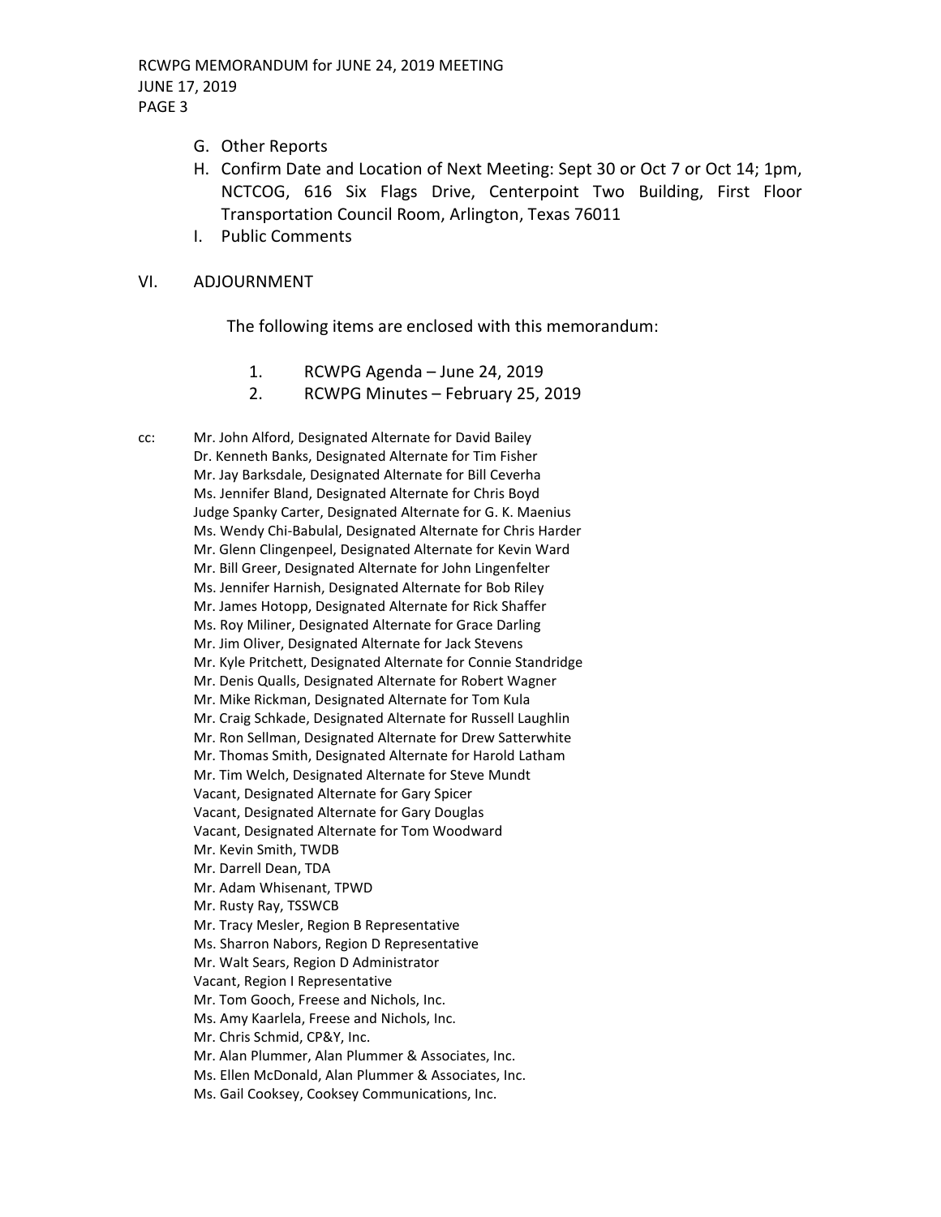G. Other Reports
H. Confirm Date and Location of Next Meeting: Sept 30 or Oct 7 or Oct 14; 1pm, NCTCOG, 616 Six Flags Drive, Centerpoint Two Building, First Floor Transportation Council Room, Arlington, Texas 76011
I. Public Comments

VI. ADJOURNMENT

The following items are enclosed with this memorandum:

1. RCWPG Agenda – June 24, 2019
2. RCWPG Minutes – February 25, 2019

cc: Mr. John Alford, Designated Alternate for David Bailey
Dr. Kenneth Banks, Designated Alternate for Tim Fisher
Mr. Jay Barksdale, Designated Alternate for Bill Ceverha
Ms. Jennifer Bland, Designated Alternate for Chris Boyd
Judge Spanky Carter, Designated Alternate for G. K. Maenius
Ms. Wendy Chi-Babulal, Designated Alternate for Chris Harder
Mr. Glenn Clingenpeel, Designated Alternate for Kevin Ward
Mr. Bill Greer, Designated Alternate for John Lingenfelter
Ms. Jennifer Harnish, Designated Alternate for Bob Riley
Mr. James Hotopp, Designated Alternate for Rick Shaffer
Ms. Roy Miliner, Designated Alternate for Grace Darling
Mr. Jim Oliver, Designated Alternate for Jack Stevens
Mr. Kyle Pritchett, Designated Alternate for Connie Standridge
Mr. Denis Qualls, Designated Alternate for Robert Wagner
Mr. Mike Rickman, Designated Alternate for Tom Kula
Mr. Craig Schkade, Designated Alternate for Russell Laughlin
Mr. Ron Sellman, Designated Alternate for Drew Satterwhite
Mr. Thomas Smith, Designated Alternate for Harold Latham
Mr. Tim Welch, Designated Alternate for Steve Mundt
Vacant, Designated Alternate for Gary Spicer
Vacant, Designated Alternate for Gary Douglas
Vacant, Designated Alternate for Tom Woodward
Mr. Kevin Smith, TWDB
Mr. Darrell Dean, TDA
Mr. Adam Whisenant, TPWD
Mr. Rusty Ray, TSSWCB
Mr. Tracy Mesler, Region B Representative
Ms. Sharron Nabors, Region D Representative
Mr. Walt Sears, Region D Administrator
Vacant, Region I Representative
Mr. Tom Gooch, Freese and Nichols, Inc.
Ms. Amy Kaarlela, Freese and Nichols, Inc.
Mr. Chris Schmid, CP&Y, Inc.
Mr. Alan Plummer, Alan Plummer & Associates, Inc.
Ms. Ellen McDonald, Alan Plummer & Associates, Inc.
Ms. Gail Cooksey, Cooksey Communications, Inc.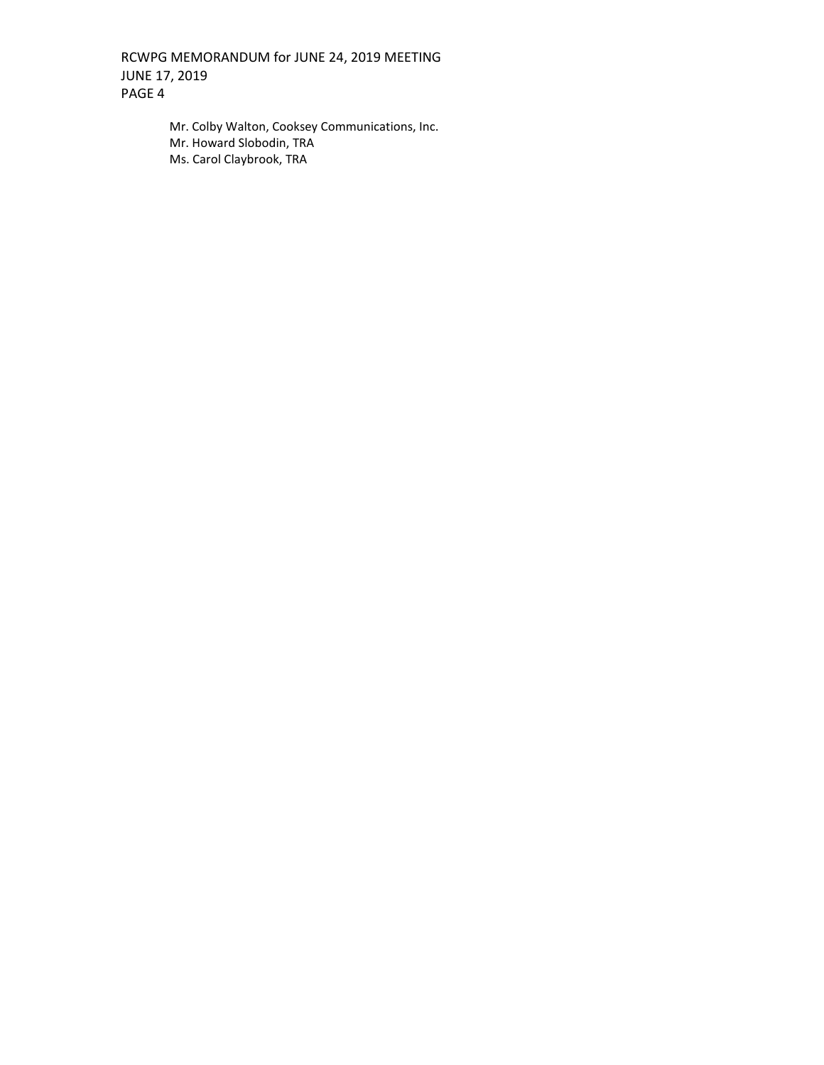Mr. Colby Walton, Cooksey Communications, Inc.
Mr. Howard Slobodin, TRA
Ms. Carol Claybrook, TRA